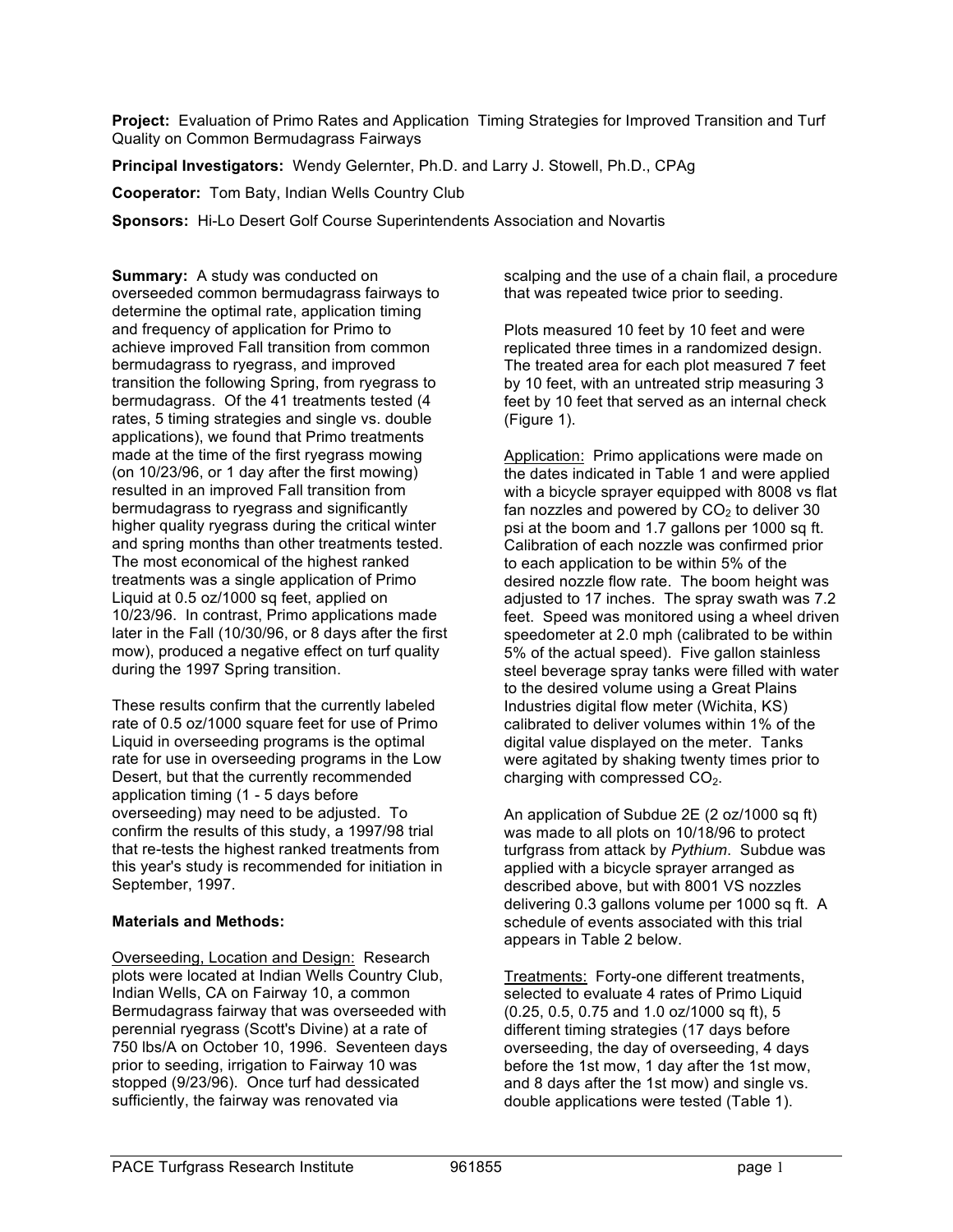**Project:** Evaluation of Primo Rates and Application Timing Strategies for Improved Transition and Turf Quality on Common Bermudagrass Fairways

**Principal Investigators:** Wendy Gelernter, Ph.D. and Larry J. Stowell, Ph.D., CPAg

**Cooperator:** Tom Baty, Indian Wells Country Club

**Sponsors:** Hi-Lo Desert Golf Course Superintendents Association and Novartis

**Summary:** A study was conducted on overseeded common bermudagrass fairways to determine the optimal rate, application timing and frequency of application for Primo to achieve improved Fall transition from common bermudagrass to ryegrass, and improved transition the following Spring, from ryegrass to bermudagrass. Of the 41 treatments tested (4 rates, 5 timing strategies and single vs. double applications), we found that Primo treatments made at the time of the first ryegrass mowing (on 10/23/96, or 1 day after the first mowing) resulted in an improved Fall transition from bermudagrass to ryegrass and significantly higher quality ryegrass during the critical winter and spring months than other treatments tested. The most economical of the highest ranked treatments was a single application of Primo Liquid at 0.5 oz/1000 sq feet, applied on 10/23/96. In contrast, Primo applications made later in the Fall (10/30/96, or 8 days after the first mow), produced a negative effect on turf quality during the 1997 Spring transition.

These results confirm that the currently labeled rate of 0.5 oz/1000 square feet for use of Primo Liquid in overseeding programs is the optimal rate for use in overseeding programs in the Low Desert, but that the currently recommended application timing (1 - 5 days before overseeding) may need to be adjusted. To confirm the results of this study, a 1997/98 trial that re-tests the highest ranked treatments from this year's study is recommended for initiation in September, 1997.

**Materials and Methods:**

Overseeding, Location and Design: Research plots were located at Indian Wells Country Club, Indian Wells, CA on Fairway 10, a common Bermudagrass fairway that was overseeded with perennial ryegrass (Scott's Divine) at a rate of 750 lbs/A on October 10, 1996. Seventeen days prior to seeding, irrigation to Fairway 10 was stopped (9/23/96). Once turf had dessicated sufficiently, the fairway was renovated via scalping and the use of a chain flail, a procedure that was repeated twice prior to seeding.

Plots measured 10 feet by 10 feet and were replicated three times in a randomized design. The treated area for each plot measured 7 feet by 10 feet, with an untreated strip measuring 3 feet by 10 feet that served as an internal check (Figure 1).

Application: Primo applications were made on the dates indicated in Table 1 and were applied with a bicycle sprayer equipped with 8008 vs flat fan nozzles and powered by $CO_2$ to deliver 30 psi at the boom and 1.7 gallons per 1000 sq ft. Calibration of each nozzle was confirmed prior to each application to be within 5% of the desired nozzle flow rate. The boom height was adjusted to 17 inches. The spray swath was 7.2 feet. Speed was monitored using a wheel driven speedometer at 2.0 mph (calibrated to be within 5% of the actual speed). Five gallon stainless steel beverage spray tanks were filled with water to the desired volume using a Great Plains Industries digital flow meter (Wichita, KS) calibrated to deliver volumes within 1% of the digital value displayed on the meter. Tanks were agitated by shaking twenty times prior to charging with compressed $CO_2$.

An application of Subdue 2E (2 oz/1000 sq ft) was made to all plots on 10/18/96 to protect turfgrass from attack by *Pythium*. Subdue was applied with a bicycle sprayer arranged as described above, but with 8001 VS nozzles delivering 0.3 gallons volume per 1000 sq ft. A schedule of events associated with this trial appears in Table 2 below.

Treatments: Forty-one different treatments, selected to evaluate 4 rates of Primo Liquid (0.25, 0.5, 0.75 and 1.0 oz/1000 sq ft), 5 different timing strategies (17 days before overseeding, the day of overseeding, 4 days before the 1st mow, 1 day after the 1st mow, and 8 days after the 1st mow) and single vs. double applications were tested (Table 1).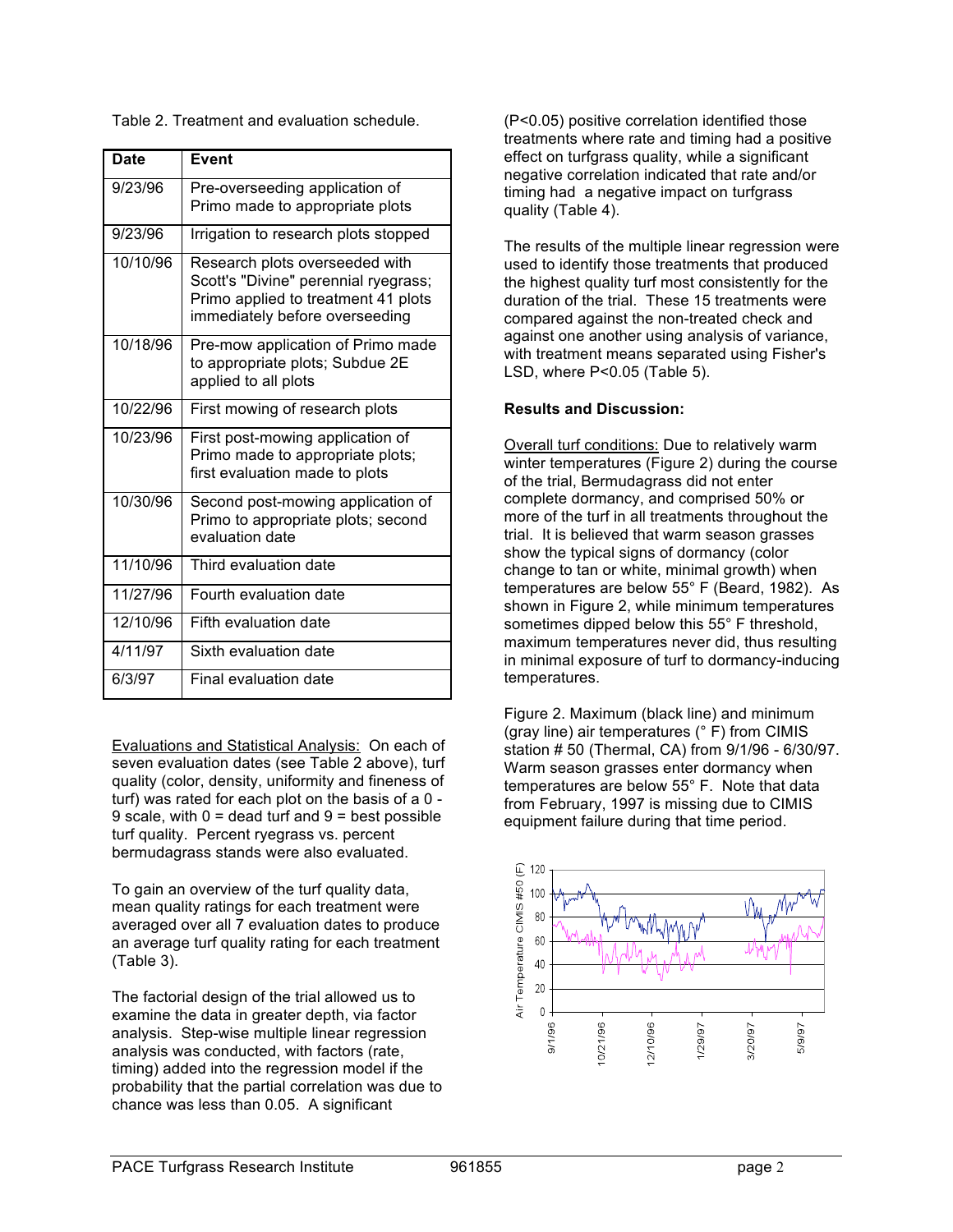Table 2. Treatment and evaluation schedule.

| Date | Event |
| --- | --- |
| 9/23/96 | Pre-overseeding application of Primo made to appropriate plots |
| 9/23/96 | Irrigation to research plots stopped |
| 10/10/96 | Research plots overseeded with Scott's "Divine" perennial ryegrass; Primo applied to treatment 41 plots immediately before overseeding |
| 10/18/96 | Pre-mow application of Primo made to appropriate plots; Subdue 2E applied to all plots |
| 10/22/96 | First mowing of research plots |
| 10/23/96 | First post-mowing application of Primo made to appropriate plots; first evaluation made to plots |
| 10/30/96 | Second post-mowing application of Primo to appropriate plots; second evaluation date |
| 11/10/96 | Third evaluation date |
| 11/27/96 | Fourth evaluation date |
| 12/10/96 | Fifth evaluation date |
| 4/11/97 | Sixth evaluation date |
| 6/3/97 | Final evaluation date |

Evaluations and Statistical Analysis: On each of seven evaluation dates (see Table 2 above), turf quality (color, density, uniformity and fineness of turf) was rated for each plot on the basis of a 0 - 9 scale, with 0 = dead turf and 9 = best possible turf quality. Percent ryegrass vs. percent bermudagrass stands were also evaluated.

To gain an overview of the turf quality data, mean quality ratings for each treatment were averaged over all 7 evaluation dates to produce an average turf quality rating for each treatment (Table 3).

The factorial design of the trial allowed us to examine the data in greater depth, via factor analysis. Step-wise multiple linear regression analysis was conducted, with factors (rate, timing) added into the regression model if the probability that the partial correlation was due to chance was less than 0.05. A significant ($P<0.05$) positive correlation identified those treatments where rate and timing had a positive effect on turfgrass quality, while a significant negative correlation indicated that rate and/or timing had a negative impact on turfgrass quality (Table 4).

The results of the multiple linear regression were used to identify those treatments that produced the highest quality turf most consistently for the duration of the trial. These 15 treatments were compared against the non-treated check and against one another using analysis of variance, with treatment means separated using Fisher's LSD, where $P<0.05$ (Table 5).

**Results and Discussion:**

Overall turf conditions: Due to relatively warm winter temperatures (Figure 2) during the course of the trial, Bermudagrass did not enter complete dormancy, and comprised 50% or more of the turf in all treatments throughout the trial. It is believed that warm season grasses show the typical signs of dormancy (color change to tan or white, minimal growth) when temperatures are below 55° F (Beard, 1982). As shown in Figure 2, while minimum temperatures sometimes dipped below this 55° F threshold, maximum temperatures never did, thus resulting in minimal exposure of turf to dormancy-inducing temperatures.

Figure 2. Maximum (black line) and minimum (gray line) air temperatures (° F) from CIMIS station # 50 (Thermal, CA) from 9/1/96 - 6/30/97. Warm season grasses enter dormancy when temperatures are below 55° F. Note that data from February, 1997 is missing due to CIMIS equipment failure during that time period.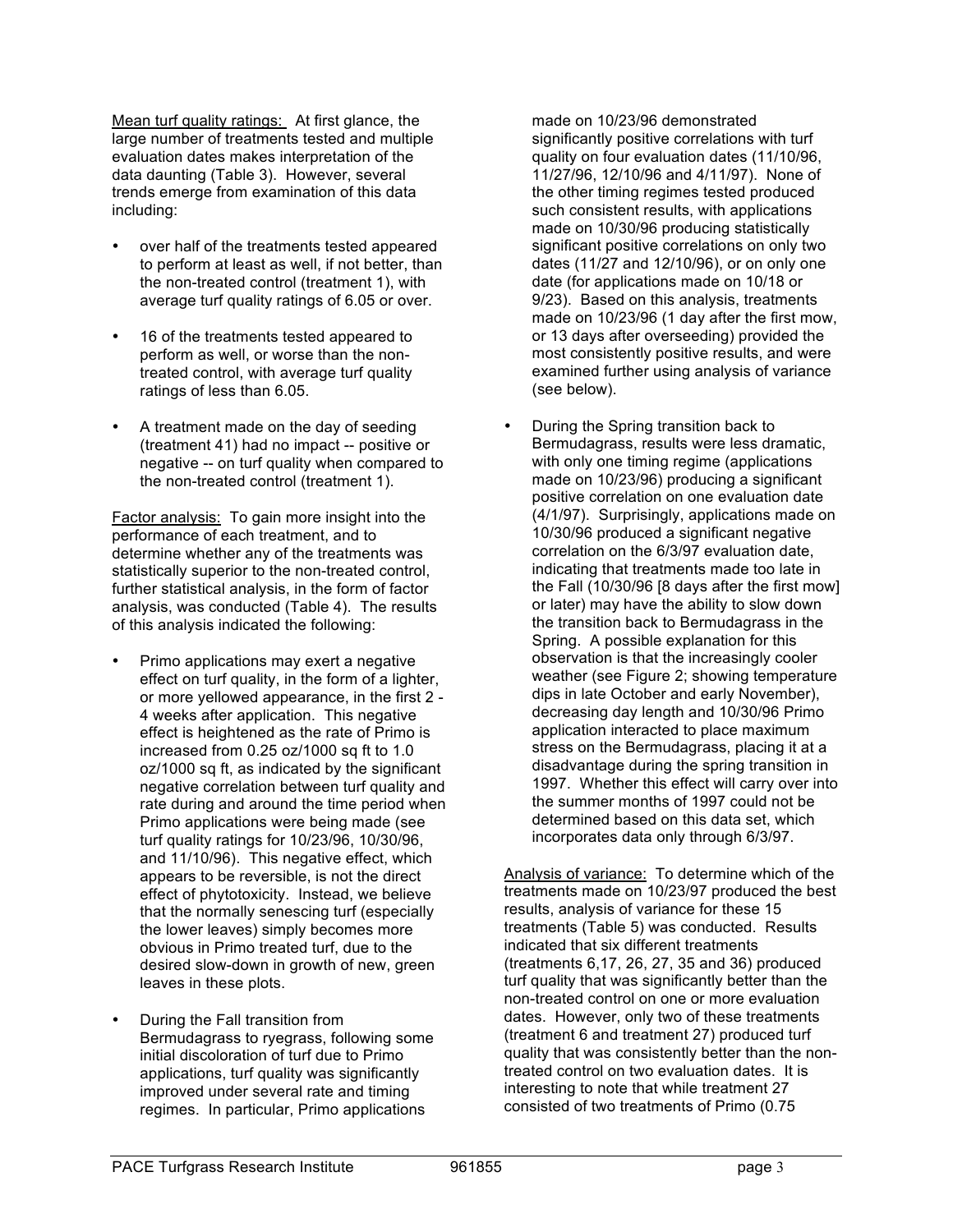Mean turf quality ratings: At first glance, the large number of treatments tested and multiple evaluation dates makes interpretation of the data daunting (Table 3). However, several trends emerge from examination of this data including:

- over half of the treatments tested appeared to perform at least as well, if not better, than the non-treated control (treatment 1), with average turf quality ratings of 6.05 or over.
- 16 of the treatments tested appeared to perform as well, or worse than the non-treated control, with average turf quality ratings of less than 6.05.
- A treatment made on the day of seeding (treatment 41) had no impact -- positive or negative -- on turf quality when compared to the non-treated control (treatment 1).

Factor analysis: To gain more insight into the performance of each treatment, and to determine whether any of the treatments was statistically superior to the non-treated control, further statistical analysis, in the form of factor analysis, was conducted (Table 4). The results of this analysis indicated the following:

- Primo applications may exert a negative effect on turf quality, in the form of a lighter, or more yellowed appearance, in the first 2 - 4 weeks after application. This negative effect is heightened as the rate of Primo is increased from 0.25 oz/1000 sq ft to 1.0 oz/1000 sq ft, as indicated by the significant negative correlation between turf quality and rate during and around the time period when Primo applications were being made (see turf quality ratings for 10/23/96, 10/30/96, and 11/10/96). This negative effect, which appears to be reversible, is not the direct effect of phytotoxicity. Instead, we believe that the normally senescing turf (especially the lower leaves) simply becomes more obvious in Primo treated turf, due to the desired slow-down in growth of new, green leaves in these plots.
- During the Fall transition from Bermudagrass to ryegrass, following some initial discoloration of turf due to Primo applications, turf quality was significantly improved under several rate and timing regimes. In particular, Primo applications made on 10/23/96 demonstrated significantly positive correlations with turf quality on four evaluation dates (11/10/96, 11/27/96, 12/10/96 and 4/11/97). None of the other timing regimes tested produced such consistent results, with applications made on 10/30/96 producing statistically significant positive correlations on only two dates (11/27 and 12/10/96), or on only one date (for applications made on 10/18 or 9/23). Based on this analysis, treatments made on 10/23/96 (1 day after the first mow, or 13 days after overseeding) provided the most consistently positive results, and were examined further using analysis of variance (see below).
- During the Spring transition back to Bermudagrass, results were less dramatic, with only one timing regime (applications made on 10/23/96) producing a significant positive correlation on one evaluation date (4/1/97). Surprisingly, applications made on 10/30/96 produced a significant negative correlation on the 6/3/97 evaluation date, indicating that treatments made too late in the Fall (10/30/96 [8 days after the first mow] or later) may have the ability to slow down the transition back to Bermudagrass in the Spring. A possible explanation for this observation is that the increasingly cooler weather (see Figure 2; showing temperature dips in late October and early November), decreasing day length and 10/30/96 Primo application interacted to place maximum stress on the Bermudagrass, placing it at a disadvantage during the spring transition in 1997. Whether this effect will carry over into the summer months of 1997 could not be determined based on this data set, which incorporates data only through 6/3/97.

Analysis of variance: To determine which of the treatments made on 10/23/97 produced the best results, analysis of variance for these 15 treatments (Table 5) was conducted. Results indicated that six different treatments (treatments 6,17, 26, 27, 35 and 36) produced turf quality that was significantly better than the non-treated control on one or more evaluation dates. However, only two of these treatments (treatment 6 and treatment 27) produced turf quality that was consistently better than the non-treated control on two evaluation dates. It is interesting to note that while treatment 27 consisted of two treatments of Primo (0.75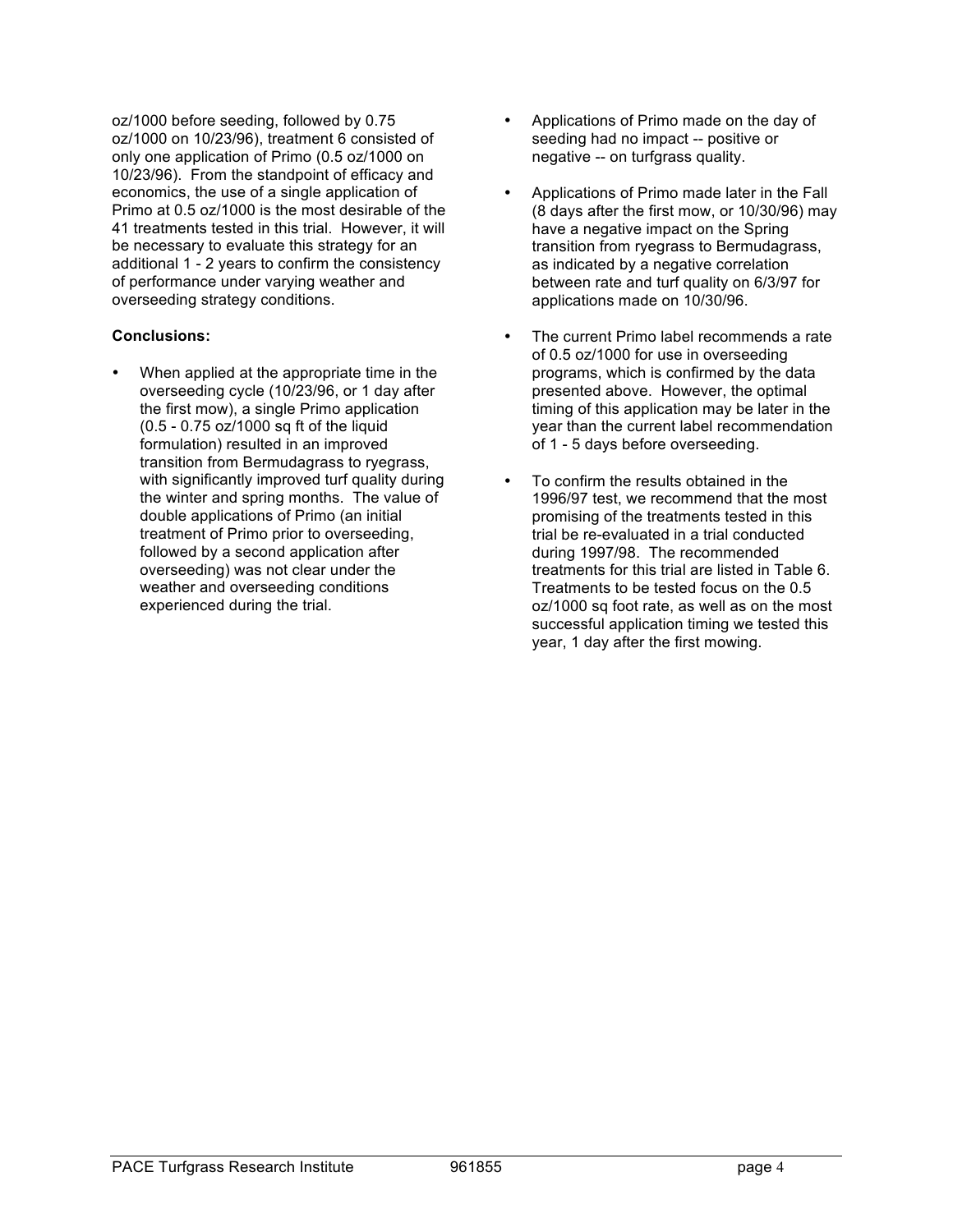oz/1000 before seeding, followed by 0.75 oz/1000 on 10/23/96), treatment 6 consisted of only one application of Primo (0.5 oz/1000 on 10/23/96). From the standpoint of efficacy and economics, the use of a single application of Primo at 0.5 oz/1000 is the most desirable of the 41 treatments tested in this trial. However, it will be necessary to evaluate this strategy for an additional 1 - 2 years to confirm the consistency of performance under varying weather and overseeding strategy conditions.

**Conclusions:**

- When applied at the appropriate time in the overseeding cycle (10/23/96, or 1 day after the first mow), a single Primo application (0.5 - 0.75 oz/1000 sq ft of the liquid formulation) resulted in an improved transition from Bermudagrass to ryegrass, with significantly improved turf quality during the winter and spring months. The value of double applications of Primo (an initial treatment of Primo prior to overseeding, followed by a second application after overseeding) was not clear under the weather and overseeding conditions experienced during the trial.
- Applications of Primo made on the day of seeding had no impact -- positive or negative -- on turfgrass quality.
- Applications of Primo made later in the Fall (8 days after the first mow, or 10/30/96) may have a negative impact on the Spring transition from ryegrass to Bermudagrass, as indicated by a negative correlation between rate and turf quality on 6/3/97 for applications made on 10/30/96.
- The current Primo label recommends a rate of 0.5 oz/1000 for use in overseeding programs, which is confirmed by the data presented above. However, the optimal timing of this application may be later in the year than the current label recommendation of 1 - 5 days before overseeding.
- To confirm the results obtained in the 1996/97 test, we recommend that the most promising of the treatments tested in this trial be re-evaluated in a trial conducted during 1997/98. The recommended treatments for this trial are listed in Table 6. Treatments to be tested focus on the 0.5 oz/1000 sq foot rate, as well as on the most successful application timing we tested this year, 1 day after the first mowing.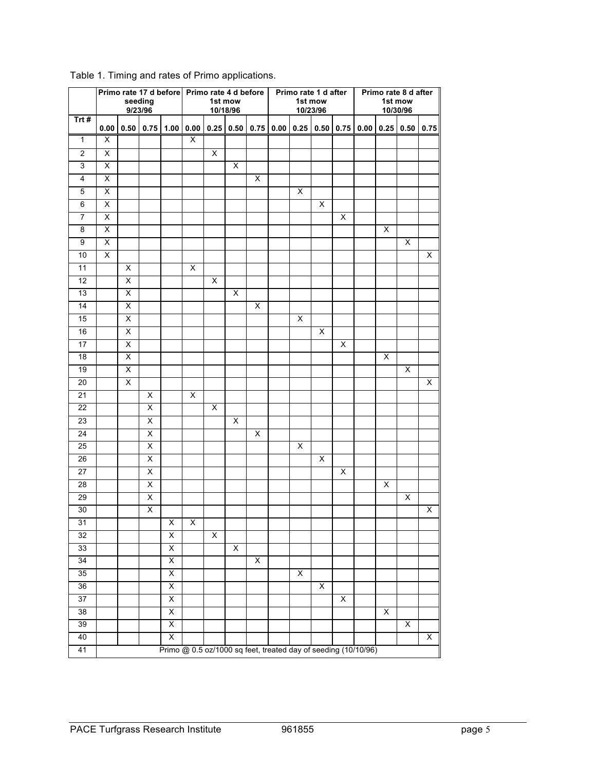Table 1. Timing and rates of Primo applications.

| Trt # | Primo rate 17 d before seeding 9/23/96 | | | | Primo rate 4 d before 1st mow 10/18/96 | | | | Primo rate 1 d after 1st mow 10/23/96 | | | | Primo rate 8 d after 1st mow 10/30/96 | | | |
|---|---|---|---|---|---|---|---|---|---|---|---|---|---|---|---|---|
| | 0.00 | 0.50 | 0.75 | 1.00 | 0.00 | 0.25 | 0.50 | 0.75 | 0.00 | 0.25 | 0.50 | 0.75 | 0.00 | 0.25 | 0.50 | 0.75 |
| 1 | X | | | | X | | | | | | | | | | | |
| 2 | X | | | | | X | | | | | | | | | | |
| 3 | X | | | | | | X | | | | | | | | | |
| 4 | X | | | | | | | X | | | | | | | | |
| 5 | X | | | | | | | | | X | | | | | | |
| 6 | X | | | | | | | | | | X | | | | | |
| 7 | X | | | | | | | | | | | X | | | | |
| 8 | X | | | | | | | | | | | | | X | | |
| 9 | X | | | | | | | | | | | | | | X | |
| 10 | X | | | | | | | | | | | | | | | X |
| 11 | | X | | | X | | | | | | | | | | | |
| 12 | | X | | | | X | | | | | | | | | | |
| 13 | | X | | | | | X | | | | | | | | | |
| 14 | | X | | | | | | X | | | | | | | | |
| 15 | | X | | | | | | | | X | | | | | | |
| 16 | | X | | | | | | | | | X | | | | | |
| 17 | | X | | | | | | | | | | X | | | | |
| 18 | | X | | | | | | | | | | | | X | | |
| 19 | | X | | | | | | | | | | | | | X | |
| 20 | | X | | | | | | | | | | | | | | X |
| 21 | | | X | | X | | | | | | | | | | | |
| 22 | | | X | | | X | | | | | | | | | | |
| 23 | | | X | | | | X | | | | | | | | | |
| 24 | | | X | | | | | X | | | | | | | | |
| 25 | | | X | | | | | | | X | | | | | | |
| 26 | | | X | | | | | | | | X | | | | | |
| 27 | | | X | | | | | | | | | X | | | | |
| 28 | | | X | | | | | | | | | | | X | | |
| 29 | | | X | | | | | | | | | | | | X | |
| 30 | | | X | | | | | | | | | | | | | X |
| 31 | | | | X | X | | | | | | | | | | | |
| 32 | | | | X | | X | | | | | | | | | | |
| 33 | | | | X | | | X | | | | | | | | | |
| 34 | | | | X | | | | X | | | | | | | | |
| 35 | | | | X | | | | | | X | | | | | | |
| 36 | | | | X | | | | | | | X | | | | | |
| 37 | | | | X | | | | | | | | X | | | | |
| 38 | | | | X | | | | | | | | | | X | | |
| 39 | | | | X | | | | | | | | | | | X | |
| 40 | | | | X | | | | | | | | | | | | X |
| 41 | Primo @ 0.5 oz/1000 sq feet, treated day of seeding (10/10/96) | | | | | | | | | | | | | | | |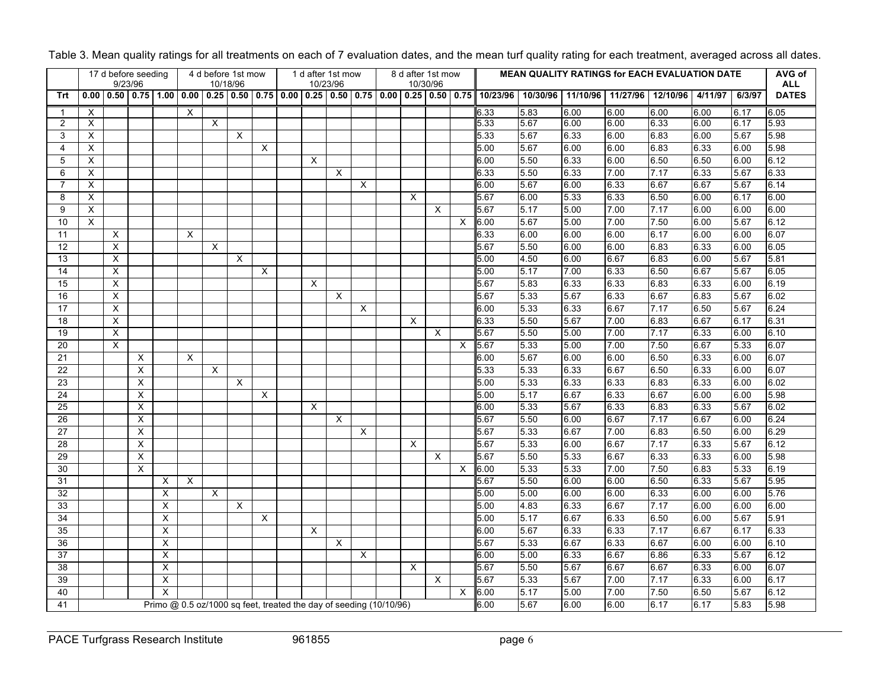Table 3. Mean quality ratings for all treatments on each of 7 evaluation dates, and the mean turf quality rating for each treatment, averaged across all dates.

| | 17 d before seeding 9/23/96 | | | | 4 d before 1st mow 10/18/96 | | | | 1 d after 1st mow 10/23/96 | | | | 8 d after 1st mow 10/30/96 | | | | MEAN QUALITY RATINGS for EACH EVALUATION DATE | | | | | | | AVG of ALL |
|---|---|---|---|---|---|---|---|---|---|---|---|---|---|---|---|---|---|---|---|---|---|---|---|---|
| Trt | 0.00 | 0.50 | 0.75 | 1.00 | 0.00 | 0.25 | 0.50 | 0.75 | 0.00 | 0.25 | 0.50 | 0.75 | 0.00 | 0.25 | 0.50 | 0.75 | 10/23/96 | 10/30/96 | 11/10/96 | 11/27/96 | 12/10/96 | 4/11/97 | 6/3/97 | DATES |
| 1 | X | | | | X | | | | | | | | | | | | 6.33 | 5.83 | 6.00 | 6.00 | 6.00 | 6.00 | 6.17 | 6.05 |
| 2 | X | | | | | X | | | | | | | | | | | 5.33 | 5.67 | 6.00 | 6.00 | 6.33 | 6.00 | 6.17 | 5.93 |
| 3 | X | | | | | | X | | | | | | | | | | 5.33 | 5.67 | 6.33 | 6.00 | 6.83 | 6.00 | 5.67 | 5.98 |
| 4 | X | | | | | | | X | | | | | | | | | 5.00 | 5.67 | 6.00 | 6.00 | 6.83 | 6.33 | 6.00 | 5.98 |
| 5 | X | | | | | | | | | X | | | | | | | 6.00 | 5.50 | 6.33 | 6.00 | 6.50 | 6.50 | 6.00 | 6.12 |
| 6 | X | | | | | | | | | | X | | | | | | 6.33 | 5.50 | 6.33 | 7.00 | 7.17 | 6.33 | 5.67 | 6.33 |
| 7 | X | | | | | | | | | | | X | | | | | 6.00 | 5.67 | 6.00 | 6.33 | 6.67 | 6.67 | 5.67 | 6.14 |
| 8 | X | | | | | | | | | | | | | X | | | 5.67 | 6.00 | 5.33 | 6.33 | 6.50 | 6.00 | 6.17 | 6.00 |
| 9 | X | | | | | | | | | | | | | | X | | 5.67 | 5.17 | 5.00 | 7.00 | 7.17 | 6.00 | 6.00 | 6.00 |
| 10 | X | | | | | | | | | | | | | | | X | 6.00 | 5.67 | 5.00 | 7.00 | 7.50 | 6.00 | 5.67 | 6.12 |
| 11 | | X | | | X | | | | | | | | | | | | 6.33 | 6.00 | 6.00 | 6.00 | 6.17 | 6.00 | 6.00 | 6.07 |
| 12 | | X | | | | X | | | | | | | | | | | 5.67 | 5.50 | 6.00 | 6.00 | 6.83 | 6.33 | 6.00 | 6.05 |
| 13 | | X | | | | | X | | | | | | | | | | 5.00 | 4.50 | 6.00 | 6.67 | 6.83 | 6.00 | 5.67 | 5.81 |
| 14 | | X | | | | | | X | | | | | | | | | 5.00 | 5.17 | 7.00 | 6.33 | 6.50 | 6.67 | 5.67 | 6.05 |
| 15 | | X | | | | | | | | X | | | | | | | 5.67 | 5.83 | 6.33 | 6.33 | 6.83 | 6.33 | 6.00 | 6.19 |
| 16 | | X | | | | | | | | | X | | | | | | 5.67 | 5.33 | 5.67 | 6.33 | 6.67 | 6.83 | 5.67 | 6.02 |
| 17 | | X | | | | | | | | | | X | | | | | 6.00 | 5.33 | 6.33 | 6.67 | 7.17 | 6.50 | 5.67 | 6.24 |
| 18 | | X | | | | | | | | | | | | X | | | 6.33 | 5.50 | 5.67 | 7.00 | 6.83 | 6.67 | 6.17 | 6.31 |
| 19 | | X | | | | | | | | | | | | | X | | 5.67 | 5.50 | 5.00 | 7.00 | 7.17 | 6.33 | 6.00 | 6.10 |
| 20 | | X | | | | | | | | | | | | | | X | 5.67 | 5.33 | 5.00 | 7.00 | 7.50 | 6.67 | 5.33 | 6.07 |
| 21 | | | X | | X | | | | | | | | | | | | 6.00 | 5.67 | 6.00 | 6.00 | 6.50 | 6.33 | 6.00 | 6.07 |
| 22 | | | X | | | X | | | | | | | | | | | 5.33 | 5.33 | 6.33 | 6.67 | 6.50 | 6.33 | 6.00 | 6.07 |
| 23 | | | X | | | | X | | | | | | | | | | 5.00 | 5.33 | 6.33 | 6.33 | 6.83 | 6.33 | 6.00 | 6.02 |
| 24 | | | X | | | | | X | | | | | | | | | 5.00 | 5.17 | 6.67 | 6.33 | 6.67 | 6.00 | 6.00 | 5.98 |
| 25 | | | X | | | | | | | X | | | | | | | 6.00 | 5.33 | 5.67 | 6.33 | 6.83 | 6.33 | 5.67 | 6.02 |
| 26 | | | X | | | | | | | | X | | | | | | 5.67 | 5.50 | 6.00 | 6.67 | 7.17 | 6.67 | 6.00 | 6.24 |
| 27 | | | X | | | | | | | | | X | | | | | 5.67 | 5.33 | 6.67 | 7.00 | 6.83 | 6.50 | 6.00 | 6.29 |
| 28 | | | X | | | | | | | | | | | X | | | 5.67 | 5.33 | 6.00 | 6.67 | 7.17 | 6.33 | 5.67 | 6.12 |
| 29 | | | X | | | | | | | | | | | | X | | 5.67 | 5.50 | 5.33 | 6.67 | 6.33 | 6.33 | 6.00 | 5.98 |
| 30 | | | X | | | | | | | | | | | | | X | 6.00 | 5.33 | 5.33 | 7.00 | 7.50 | 6.83 | 5.33 | 6.19 |
| 31 | | | | X | X | | | | | | | | | | | | 5.67 | 5.50 | 6.00 | 6.00 | 6.50 | 6.33 | 5.67 | 5.95 |
| 32 | | | | X | | X | | | | | | | | | | | 5.00 | 5.00 | 6.00 | 6.00 | 6.33 | 6.00 | 6.00 | 5.76 |
| 33 | | | | X | | | X | | | | | | | | | | 5.00 | 4.83 | 6.33 | 6.67 | 7.17 | 6.00 | 6.00 | 6.00 |
| 34 | | | | X | | | | X | | | | | | | | | 5.00 | 5.17 | 6.67 | 6.33 | 6.50 | 6.00 | 5.67 | 5.91 |
| 35 | | | | X | | | | | | X | | | | | | | 6.00 | 5.67 | 6.33 | 6.33 | 7.17 | 6.67 | 6.17 | 6.33 |
| 36 | | | | X | | | | | | | X | | | | | | 5.67 | 5.33 | 6.67 | 6.33 | 6.67 | 6.00 | 6.00 | 6.10 |
| 37 | | | | X | | | | | | | | X | | | | | 6.00 | 5.00 | 6.33 | 6.67 | 6.86 | 6.33 | 5.67 | 6.12 |
| 38 | | | | X | | | | | | | | | | X | | | 5.67 | 5.50 | 5.67 | 6.67 | 6.67 | 6.33 | 6.00 | 6.07 |
| 39 | | | | X | | | | | | | | | | | X | | 5.67 | 5.33 | 5.67 | 7.00 | 7.17 | 6.33 | 6.00 | 6.17 |
| 40 | | | | X | | | | | | | | | | | | X | 6.00 | 5.17 | 5.00 | 7.00 | 7.50 | 6.50 | 5.67 | 6.12 |
| 41 | Primo @ 0.5 oz/1000 sq feet, treated the day of seeding (10/10/96) | | | | | | | | | | | | | | | | 6.00 | 5.67 | 6.00 | 6.00 | 6.17 | 6.17 | 5.83 | 5.98 |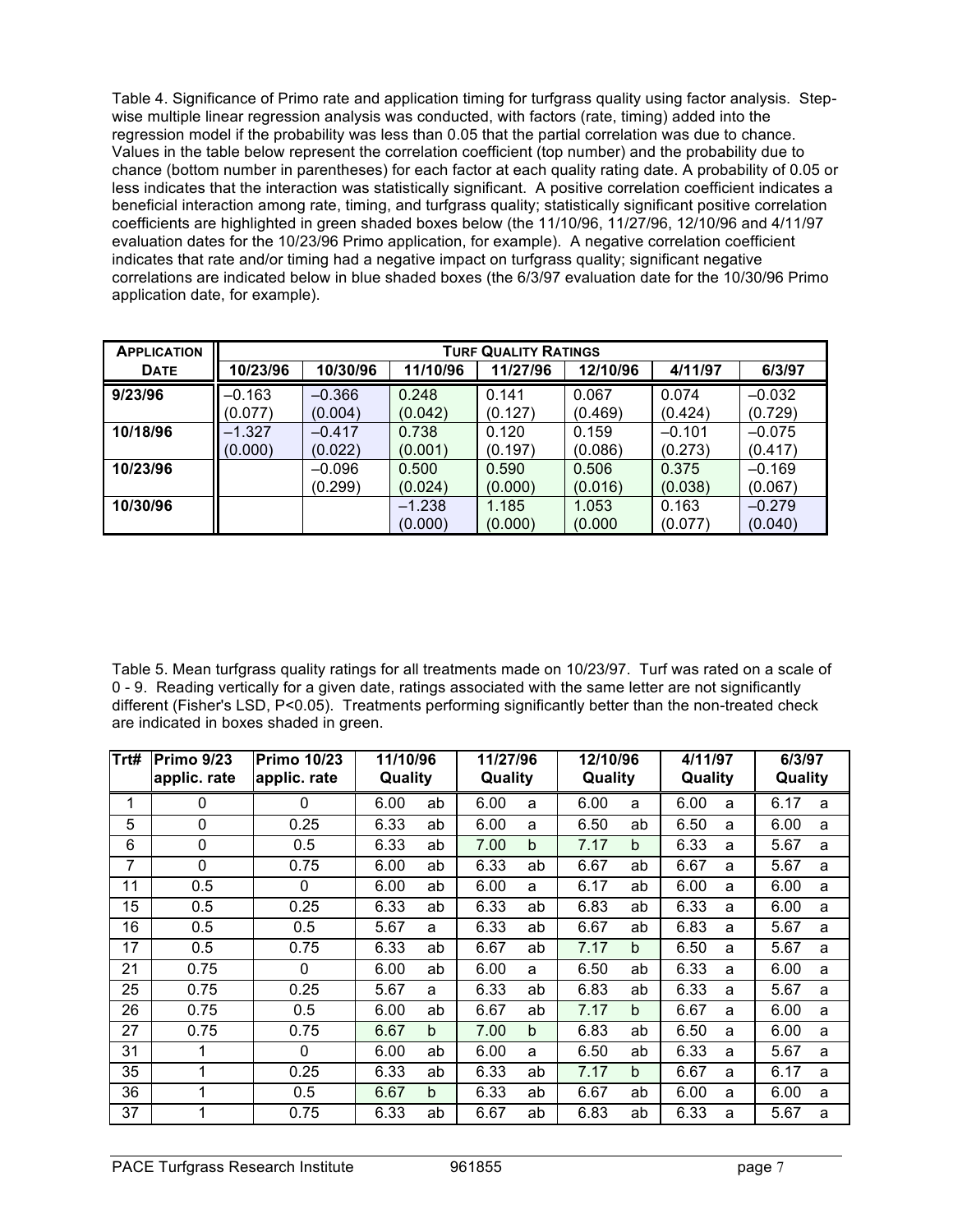Table 4. Significance of Primo rate and application timing for turfgrass quality using factor analysis. Step-wise multiple linear regression analysis was conducted, with factors (rate, timing) added into the regression model if the probability was less than 0.05 that the partial correlation was due to chance. Values in the table below represent the correlation coefficient (top number) and the probability due to chance (bottom number in parentheses) for each factor at each quality rating date. A probability of 0.05 or less indicates that the interaction was statistically significant. A positive correlation coefficient indicates a beneficial interaction among rate, timing, and turfgrass quality; statistically significant positive correlation coefficients are highlighted in green shaded boxes below (the 11/10/96, 11/27/96, 12/10/96 and 4/11/97 evaluation dates for the 10/23/96 Primo application, for example). A negative correlation coefficient indicates that rate and/or timing had a negative impact on turfgrass quality; significant negative correlations are indicated below in blue shaded boxes (the 6/3/97 evaluation date for the 10/30/96 Primo application date, for example).

| Application Date | Turf Quality Ratings | | | | | | |
|---|---|---|---|---|---|---|---|
| | 10/23/96 | 10/30/96 | 11/10/96 | 11/27/96 | 12/10/96 | 4/11/97 | 6/3/97 |
| **9/23/96** | –0.163 (0.077) | –0.366 (0.004) | 0.248 (0.042) | 0.141 (0.127) | 0.067 (0.469) | 0.074 (0.424) | –0.032 (0.729) |
| **10/18/96** | –1.327 (0.000) | –0.417 (0.022) | 0.738 (0.001) | 0.120 (0.197) | 0.159 (0.086) | –0.101 (0.273) | –0.075 (0.417) |
| **10/23/96** | | –0.096 (0.299) | 0.500 (0.024) | 0.590 (0.000) | 0.506 (0.016) | 0.375 (0.038) | –0.169 (0.067) |
| **10/30/96** | | | –1.238 (0.000) | 1.185 (0.000) | 1.053 (0.000 | 0.163 (0.077) | –0.279 (0.040) |

Table 5. Mean turfgrass quality ratings for all treatments made on 10/23/97. Turf was rated on a scale of 0 - 9. Reading vertically for a given date, ratings associated with the same letter are not significantly different (Fisher's LSD, P<0.05). Treatments performing significantly better than the non-treated check are indicated in boxes shaded in green.

| Trt# | Primo 9/23 applic. rate | Primo 10/23 applic. rate | 11/10/96 Quality | | 11/27/96 Quality | | 12/10/96 Quality | | 4/11/97 Quality | | 6/3/97 Quality | |
|---|---|---|---|---|---|---|---|---|---|---|---|---|
| 1 | 0 | 0 | 6.00 | ab | 6.00 | a | 6.00 | a | 6.00 | a | 6.17 | a |
| 5 | 0 | 0.25 | 6.33 | ab | 6.00 | a | 6.50 | ab | 6.50 | a | 6.00 | a |
| 6 | 0 | 0.5 | 6.33 | ab | 7.00 | b | 7.17 | b | 6.33 | a | 5.67 | a |
| 7 | 0 | 0.75 | 6.00 | ab | 6.33 | ab | 6.67 | ab | 6.67 | a | 5.67 | a |
| 11 | 0.5 | 0 | 6.00 | ab | 6.00 | a | 6.17 | ab | 6.00 | a | 6.00 | a |
| 15 | 0.5 | 0.25 | 6.33 | ab | 6.33 | ab | 6.83 | ab | 6.33 | a | 6.00 | a |
| 16 | 0.5 | 0.5 | 5.67 | a | 6.33 | ab | 6.67 | ab | 6.83 | a | 5.67 | a |
| 17 | 0.5 | 0.75 | 6.33 | ab | 6.67 | ab | 7.17 | b | 6.50 | a | 5.67 | a |
| 21 | 0.75 | 0 | 6.00 | ab | 6.00 | a | 6.50 | ab | 6.33 | a | 6.00 | a |
| 25 | 0.75 | 0.25 | 5.67 | a | 6.33 | ab | 6.83 | ab | 6.33 | a | 5.67 | a |
| 26 | 0.75 | 0.5 | 6.00 | ab | 6.67 | ab | 7.17 | b | 6.67 | a | 6.00 | a |
| 27 | 0.75 | 0.75 | 6.67 | b | 7.00 | b | 6.83 | ab | 6.50 | a | 6.00 | a |
| 31 | 1 | 0 | 6.00 | ab | 6.00 | a | 6.50 | ab | 6.33 | a | 5.67 | a |
| 35 | 1 | 0.25 | 6.33 | ab | 6.33 | ab | 7.17 | b | 6.67 | a | 6.17 | a |
| 36 | 1 | 0.5 | 6.67 | b | 6.33 | ab | 6.67 | ab | 6.00 | a | 6.00 | a |
| 37 | 1 | 0.75 | 6.33 | ab | 6.67 | ab | 6.83 | ab | 6.33 | a | 5.67 | a |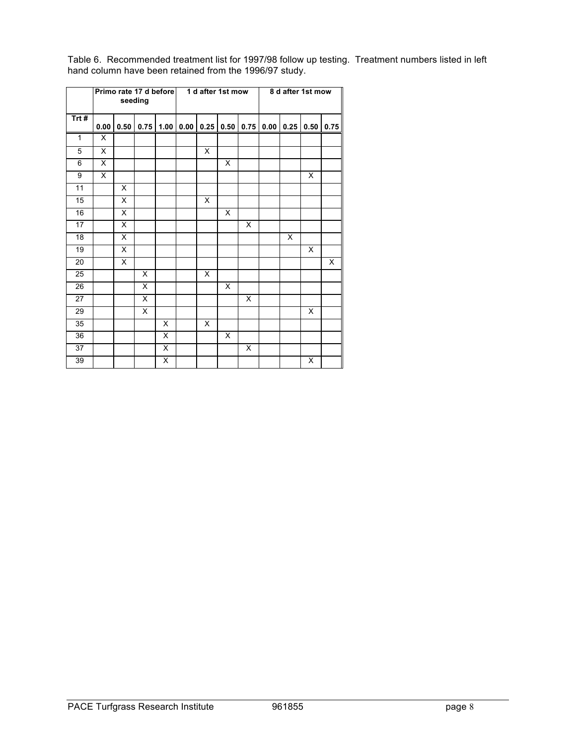Table 6. Recommended treatment list for 1997/98 follow up testing. Treatment numbers listed in left hand column have been retained from the 1996/97 study.

| | Primo rate 17 d before seeding | | | | 1 d after 1st mow | | | | 8 d after 1st mow | | | |
|---|---|---|---|---|---|---|---|---|---|---|---|---|
| Trt # | 0.00 | 0.50 | 0.75 | 1.00 | 0.00 | 0.25 | 0.50 | 0.75 | 0.00 | 0.25 | 0.50 | 0.75 |
| 1 | X | | | | | | | | | | | |
| 5 | X | | | | | X | | | | | | |
| 6 | X | | | | | | X | | | | | |
| 9 | X | | | | | | | | | | X | |
| 11 | | X | | | | | | | | | | |
| 15 | | X | | | | X | | | | | | |
| 16 | | X | | | | | X | | | | | |
| 17 | | X | | | | | | X | | | | |
| 18 | | X | | | | | | | | X | | |
| 19 | | X | | | | | | | | | X | |
| 20 | | X | | | | | | | | | | X |
| 25 | | | X | | | X | | | | | | |
| 26 | | | X | | | | X | | | | | |
| 27 | | | X | | | | | X | | | | |
| 29 | | | X | | | | | | | | X | |
| 35 | | | | X | | X | | | | | | |
| 36 | | | | X | | | X | | | | | |
| 37 | | | | X | | | | X | | | | |
| 39 | | | | X | | | | | | | X | |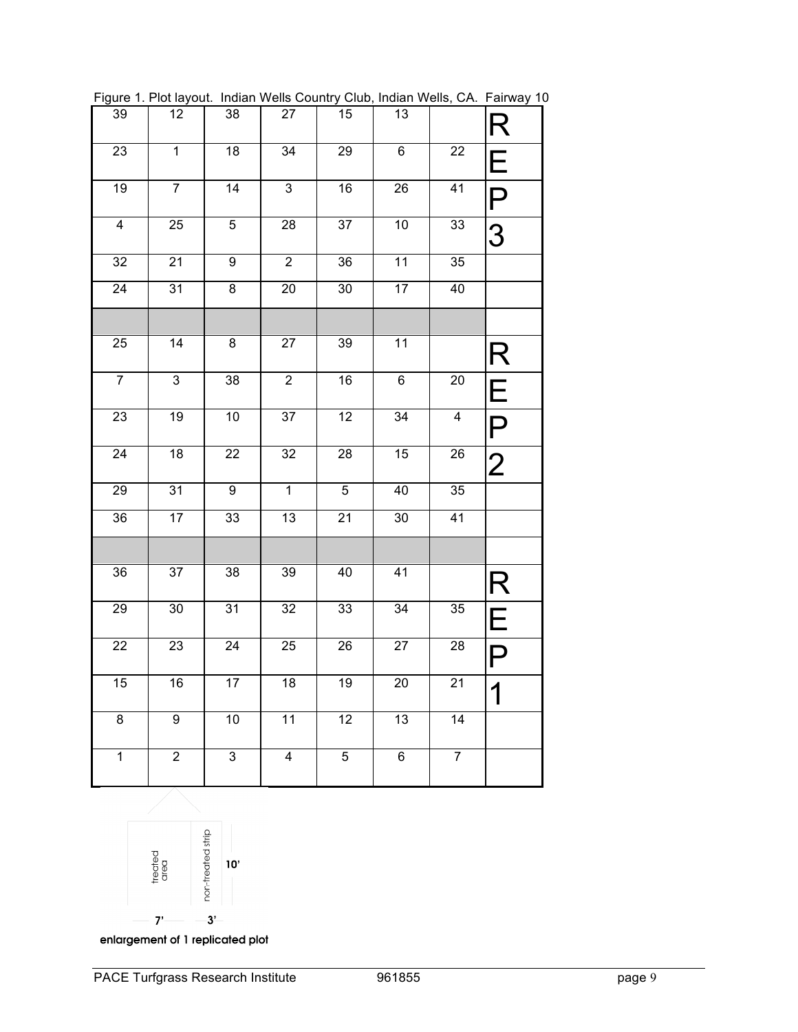Figure 1. Plot layout. Indian Wells Country Club, Indian Wells, CA. Fairway 10

| | | | | | | | |
|---|---|---|---|---|---|---|---|
| 39 | 12 | 38 | 27 | 15 | 13 | | R |
| 23 | 1 | 18 | 34 | 29 | 6 | 22 | E |
| 19 | 7 | 14 | 3 | 16 | 26 | 41 | P |
| 4 | 25 | 5 | 28 | 37 | 10 | 33 | 3 |
| 32 | 21 | 9 | 2 | 36 | 11 | 35 | |
| 24 | 31 | 8 | 20 | 30 | 17 | 40 | |
| | | | | | | | |
| 25 | 14 | 8 | 27 | 39 | 11 | | R |
| 7 | 3 | 38 | 2 | 16 | 6 | 20 | E |
| 23 | 19 | 10 | 37 | 12 | 34 | 4 | P |
| 24 | 18 | 22 | 32 | 28 | 15 | 26 | 2 |
| 29 | 31 | 9 | 1 | 5 | 40 | 35 | |
| 36 | 17 | 33 | 13 | 21 | 30 | 41 | |
| | | | | | | | |
| 36 | 37 | 38 | 39 | 40 | 41 | | R |
| 29 | 30 | 31 | 32 | 33 | 34 | 35 | E |
| 22 | 23 | 24 | 25 | 26 | 27 | 28 | P |
| 15 | 16 | 17 | 18 | 19 | 20 | 21 | 1 |
| 8 | 9 | 10 | 11 | 12 | 13 | 14 | |
| 1 | 2 | 3 | 4 | 5 | 6 | 7 | |

treated area | non-treated strip | 10'

7' | 3'

**enlargement of 1 replicated plot**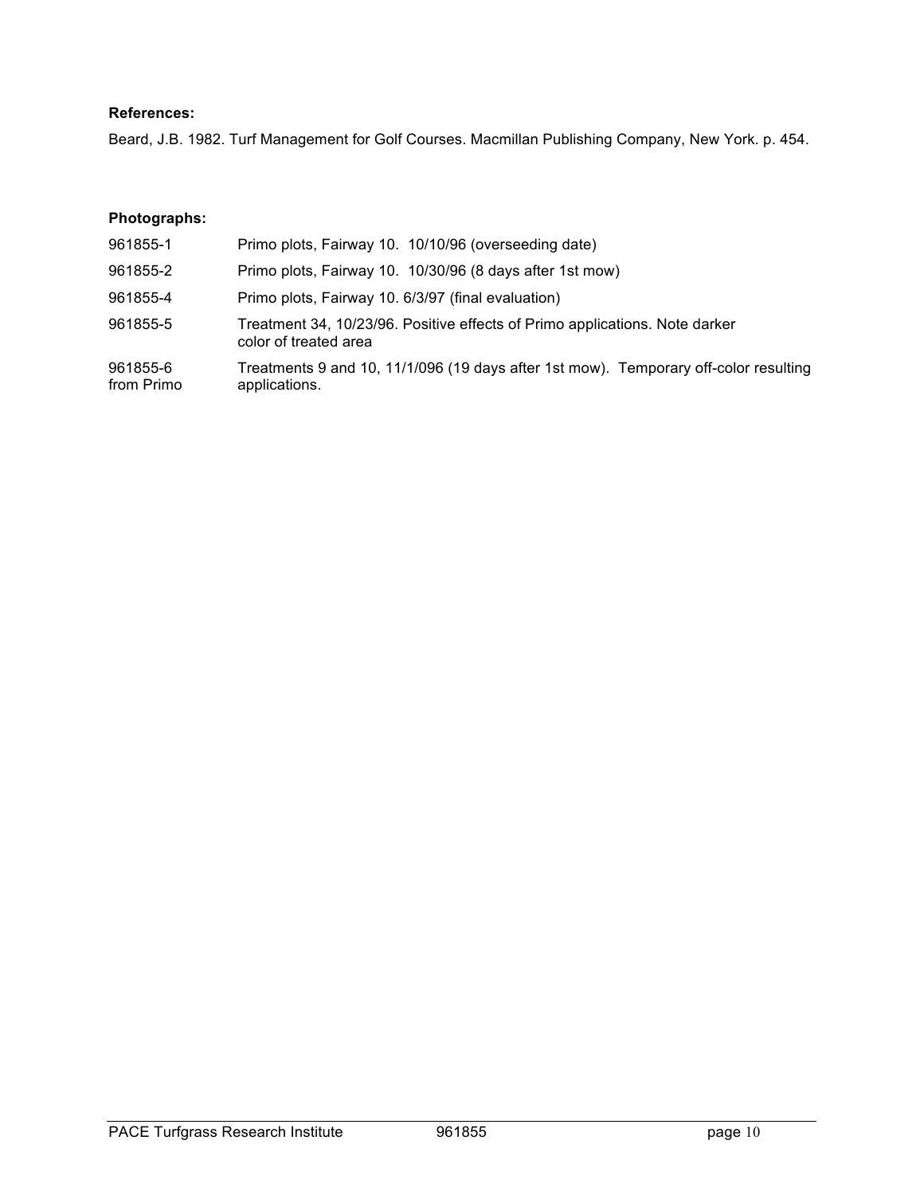**References:**

Beard, J.B. 1982. Turf Management for Golf Courses. Macmillan Publishing Company, New York. p. 454.

**Photographs:**

| | |
|---|---|
| 961855-1 | Primo plots, Fairway 10. 10/10/96 (overseeding date) |
| 961855-2 | Primo plots, Fairway 10. 10/30/96 (8 days after 1st mow) |
| 961855-4 | Primo plots, Fairway 10. 6/3/97 (final evaluation) |
| 961855-5 | Treatment 34, 10/23/96. Positive effects of Primo applications. Note darker color of treated area |
| 961855-6 from Primo | Treatments 9 and 10, 11/1/096 (19 days after 1st mow). Temporary off-color resulting applications. |